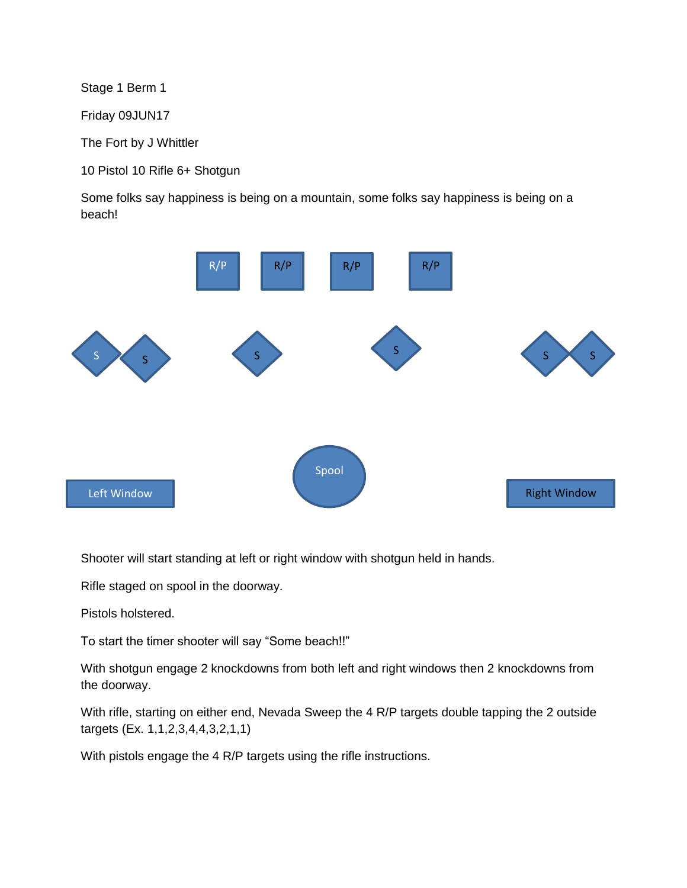Stage 1 Berm 1

Friday 09JUN17

The Fort by J Whittler

10 Pistol 10 Rifle 6+ Shotgun

Some folks say happiness is being on a mountain, some folks say happiness is being on a beach!

R/P R/P R/P R/P

S S S S S S

Left Window Spool Right Window

Shooter will start standing at left or right window with shotgun held in hands.

Rifle staged on spool in the doorway.

Pistols holstered.

To start the timer shooter will say "Some beach!!"

With shotgun engage 2 knockdowns from both left and right windows then 2 knockdowns from the doorway.

With rifle, starting on either end, Nevada Sweep the 4 R/P targets double tapping the 2 outside targets (Ex. 1,1,2,3,4,4,3,2,1,1)

With pistols engage the 4 R/P targets using the rifle instructions.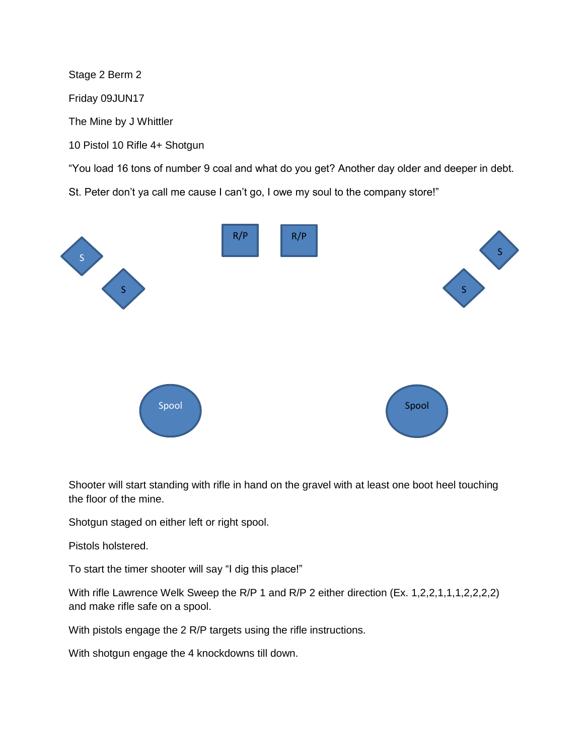Stage 2 Berm 2

Friday 09JUN17

The Mine by J Whittler

10 Pistol 10 Rifle 4+ Shotgun

"You load 16 tons of number 9 coal and what do you get? Another day older and deeper in debt.

St. Peter don't ya call me cause I can't go, I owe my soul to the company store!"

S

S

R/P

R/P

S

S

Spool

Spool

Shooter will start standing with rifle in hand on the gravel with at least one boot heel touching the floor of the mine.

Shotgun staged on either left or right spool.

Pistols holstered.

To start the timer shooter will say "I dig this place!"

With rifle Lawrence Welk Sweep the R/P 1 and R/P 2 either direction (Ex. 1,2,2,1,1,1,2,2,2,2) and make rifle safe on a spool.

With pistols engage the 2 R/P targets using the rifle instructions.

With shotgun engage the 4 knockdowns till down.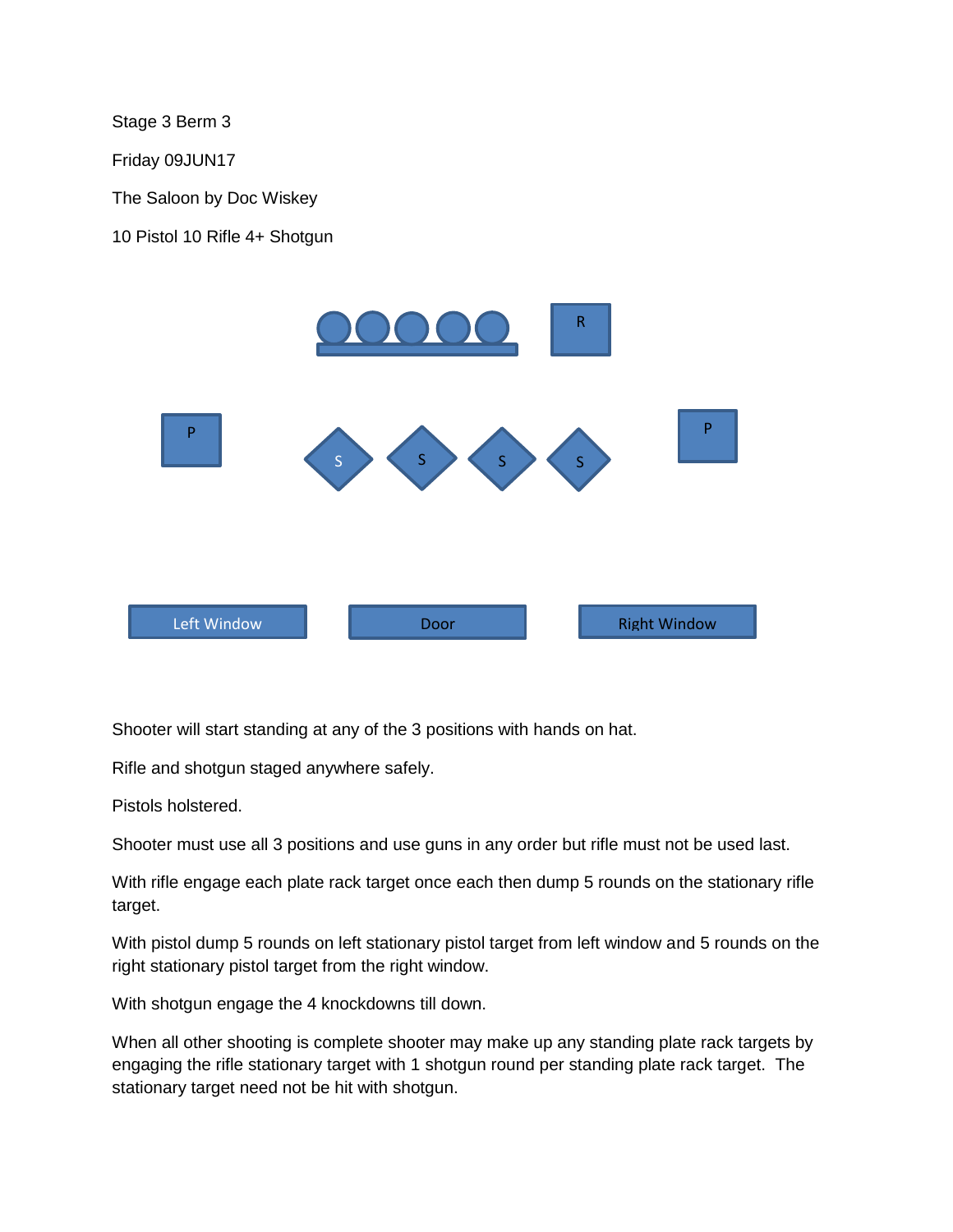Stage 3 Berm 3

Friday 09JUN17

The Saloon by Doc Wiskey

10 Pistol 10 Rifle 4+ Shotgun

R

P

S S S S

P

Left Window Door Right Window

Shooter will start standing at any of the 3 positions with hands on hat.

Rifle and shotgun staged anywhere safely.

Pistols holstered.

Shooter must use all 3 positions and use guns in any order but rifle must not be used last.

With rifle engage each plate rack target once each then dump 5 rounds on the stationary rifle target.

With pistol dump 5 rounds on left stationary pistol target from left window and 5 rounds on the right stationary pistol target from the right window.

With shotgun engage the 4 knockdowns till down.

When all other shooting is complete shooter may make up any standing plate rack targets by engaging the rifle stationary target with 1 shotgun round per standing plate rack target. The stationary target need not be hit with shotgun.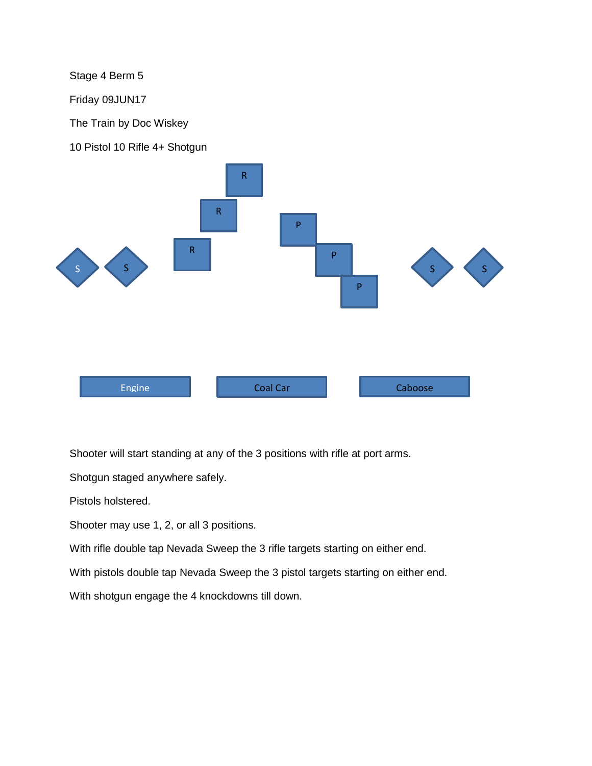Stage 4 Berm 5

Friday 09JUN17

The Train by Doc Wiskey

10 Pistol 10 Rifle 4+ Shotgun

R

R

R

P

P

P

S S S S

Engine Coal Car Caboose

Shooter will start standing at any of the 3 positions with rifle at port arms.

Shotgun staged anywhere safely.

Pistols holstered.

Shooter may use 1, 2, or all 3 positions.

With rifle double tap Nevada Sweep the 3 rifle targets starting on either end.

With pistols double tap Nevada Sweep the 3 pistol targets starting on either end.

With shotgun engage the 4 knockdowns till down.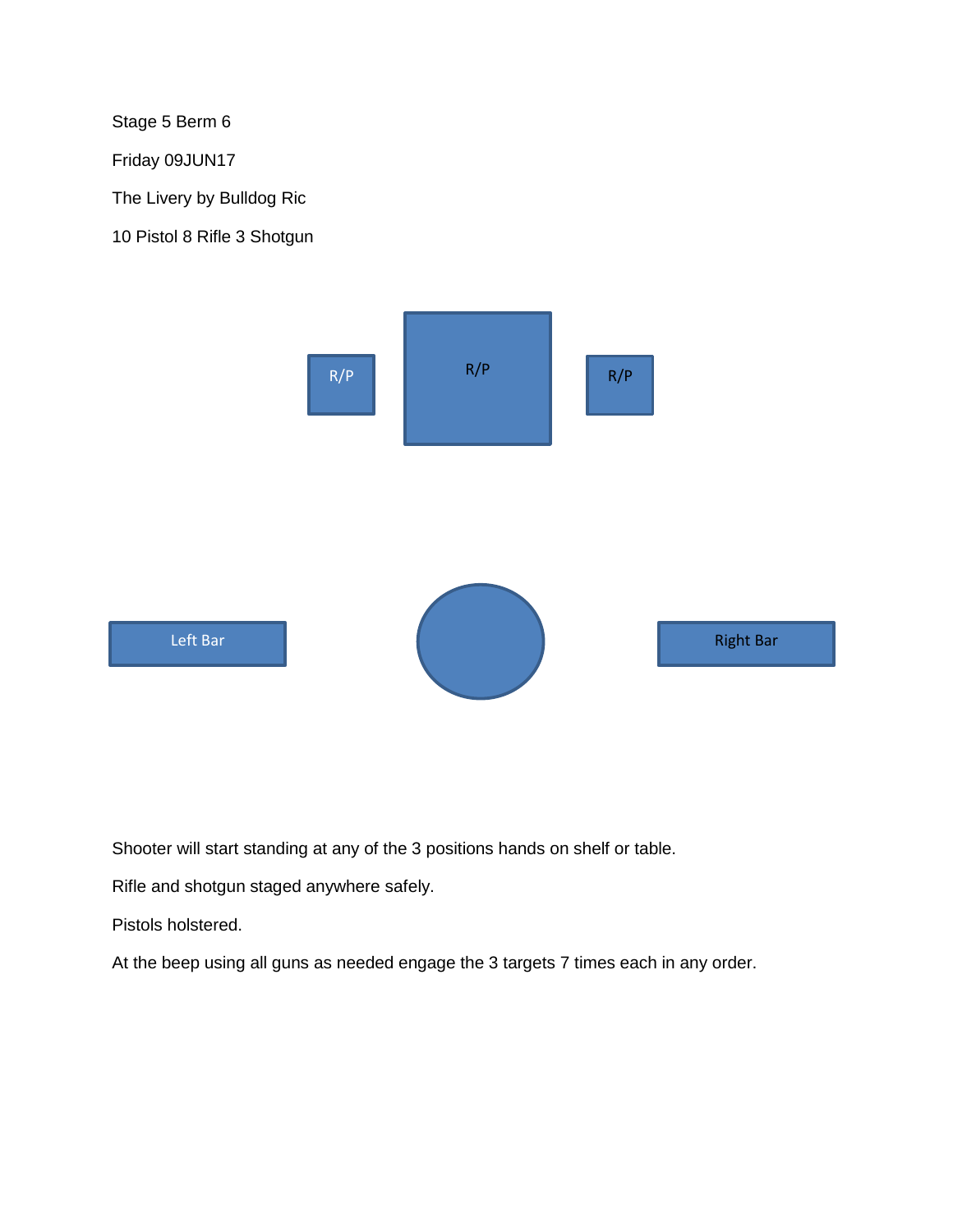Stage 5 Berm 6

Friday 09JUN17

The Livery by Bulldog Ric

10 Pistol 8 Rifle 3 Shotgun

R/P

R/P

R/P

Left Bar

Right Bar

Shooter will start standing at any of the 3 positions hands on shelf or table.

Rifle and shotgun staged anywhere safely.

Pistols holstered.

At the beep using all guns as needed engage the 3 targets 7 times each in any order.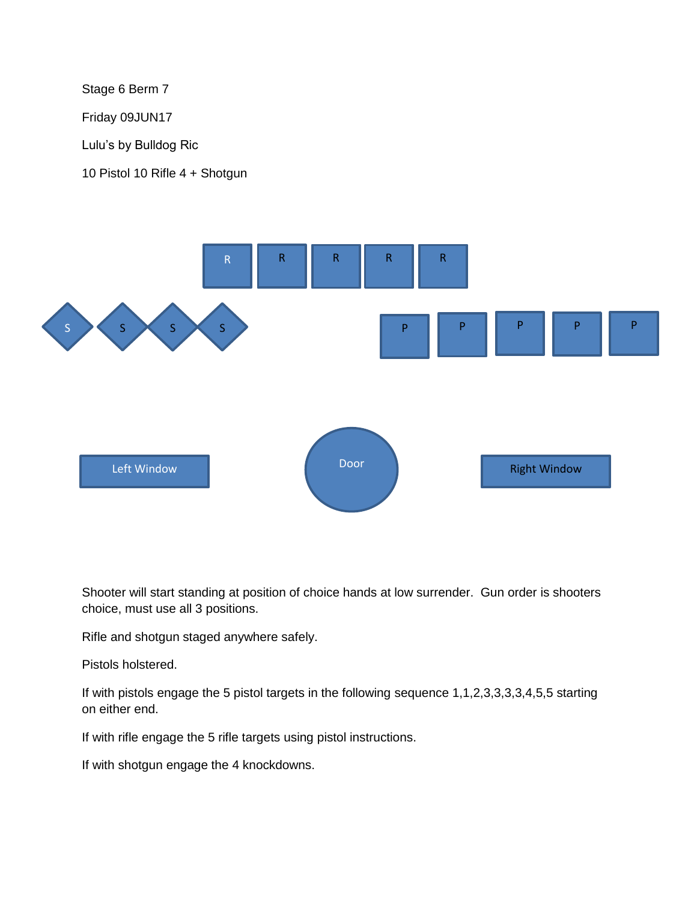Stage 6 Berm 7

Friday 09JUN17

Lulu's by Bulldog Ric

10 Pistol 10 Rifle 4 + Shotgun

R R R R R

S S S S P P P P P

Left Window Door Right Window

Shooter will start standing at position of choice hands at low surrender. Gun order is shooters choice, must use all 3 positions.

Rifle and shotgun staged anywhere safely.

Pistols holstered.

If with pistols engage the 5 pistol targets in the following sequence 1,1,2,3,3,3,3,4,5,5 starting on either end.

If with rifle engage the 5 rifle targets using pistol instructions.

If with shotgun engage the 4 knockdowns.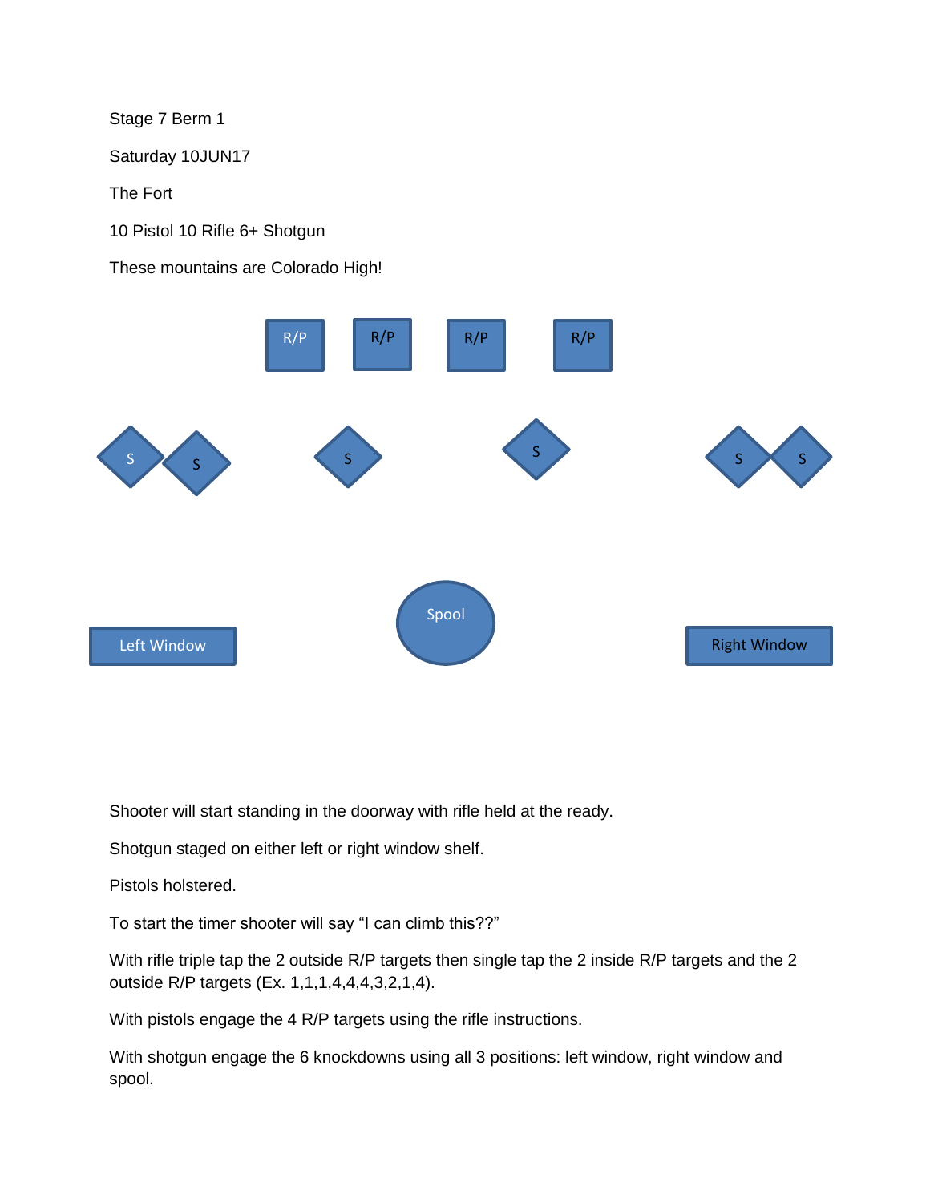Stage 7 Berm 1

Saturday 10JUN17

The Fort

10 Pistol 10 Rifle 6+ Shotgun

These mountains are Colorado High!

R/P R/P R/P R/P

S S S S S S

Left Window Spool Right Window

Shooter will start standing in the doorway with rifle held at the ready.

Shotgun staged on either left or right window shelf.

Pistols holstered.

To start the timer shooter will say "I can climb this??"

With rifle triple tap the 2 outside R/P targets then single tap the 2 inside R/P targets and the 2 outside R/P targets (Ex. 1,1,1,4,4,4,3,2,1,4).

With pistols engage the 4 R/P targets using the rifle instructions.

With shotgun engage the 6 knockdowns using all 3 positions: left window, right window and spool.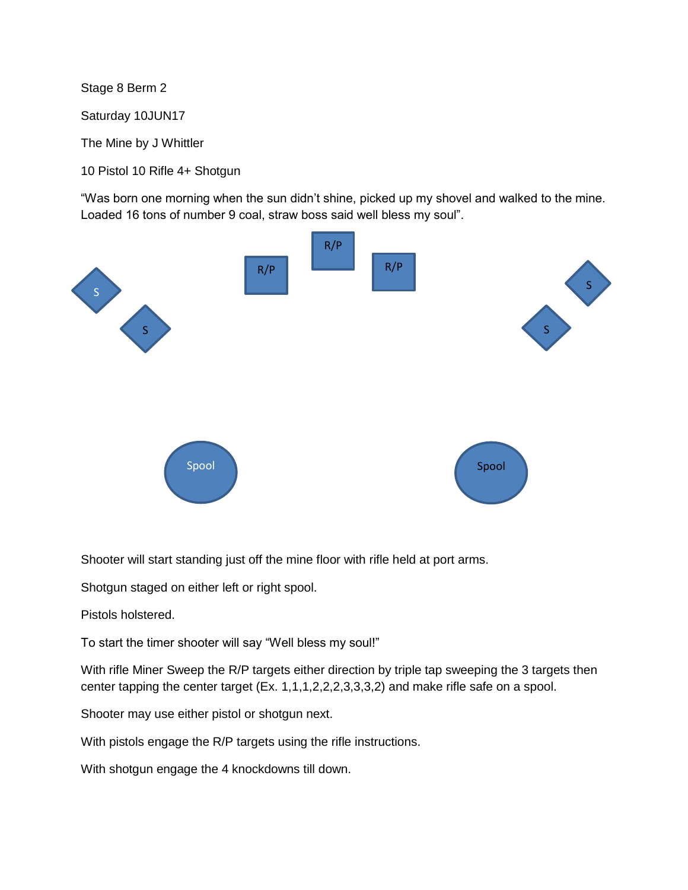Stage 8 Berm 2

Saturday 10JUN17

The Mine by J Whittler

10 Pistol 10 Rifle 4+ Shotgun

"Was born one morning when the sun didn't shine, picked up my shovel and walked to the mine. Loaded 16 tons of number 9 coal, straw boss said well bless my soul".

S S R/P R/P R/P S S

Spool Spool

Shooter will start standing just off the mine floor with rifle held at port arms.

Shotgun staged on either left or right spool.

Pistols holstered.

To start the timer shooter will say "Well bless my soul!"

With rifle Miner Sweep the R/P targets either direction by triple tap sweeping the 3 targets then center tapping the center target (Ex. 1,1,1,2,2,2,3,3,3,2) and make rifle safe on a spool.

Shooter may use either pistol or shotgun next.

With pistols engage the R/P targets using the rifle instructions.

With shotgun engage the 4 knockdowns till down.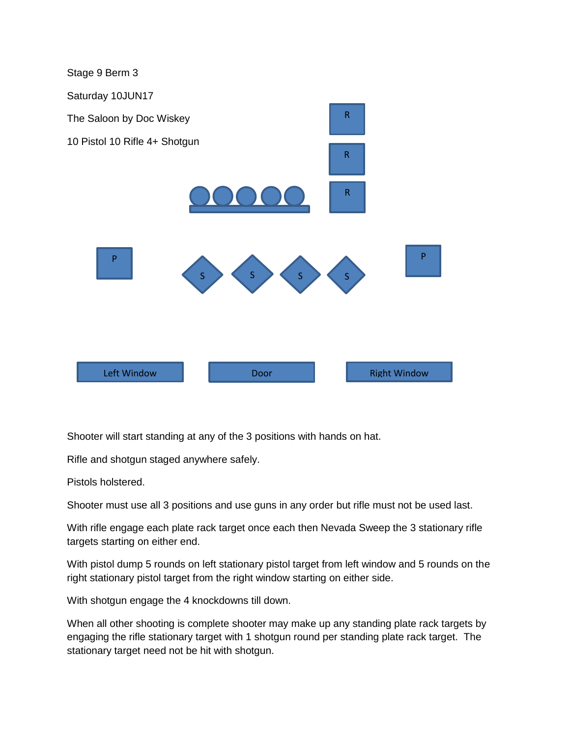Stage 9 Berm 3

Saturday 10JUN17

The Saloon by Doc Wiskey

10 Pistol 10 Rifle 4+ Shotgun

R

R

R

P

S S S S

P

Left Window Door Right Window

Shooter will start standing at any of the 3 positions with hands on hat.

Rifle and shotgun staged anywhere safely.

Pistols holstered.

Shooter must use all 3 positions and use guns in any order but rifle must not be used last.

With rifle engage each plate rack target once each then Nevada Sweep the 3 stationary rifle targets starting on either end.

With pistol dump 5 rounds on left stationary pistol target from left window and 5 rounds on the right stationary pistol target from the right window starting on either side.

With shotgun engage the 4 knockdowns till down.

When all other shooting is complete shooter may make up any standing plate rack targets by engaging the rifle stationary target with 1 shotgun round per standing plate rack target. The stationary target need not be hit with shotgun.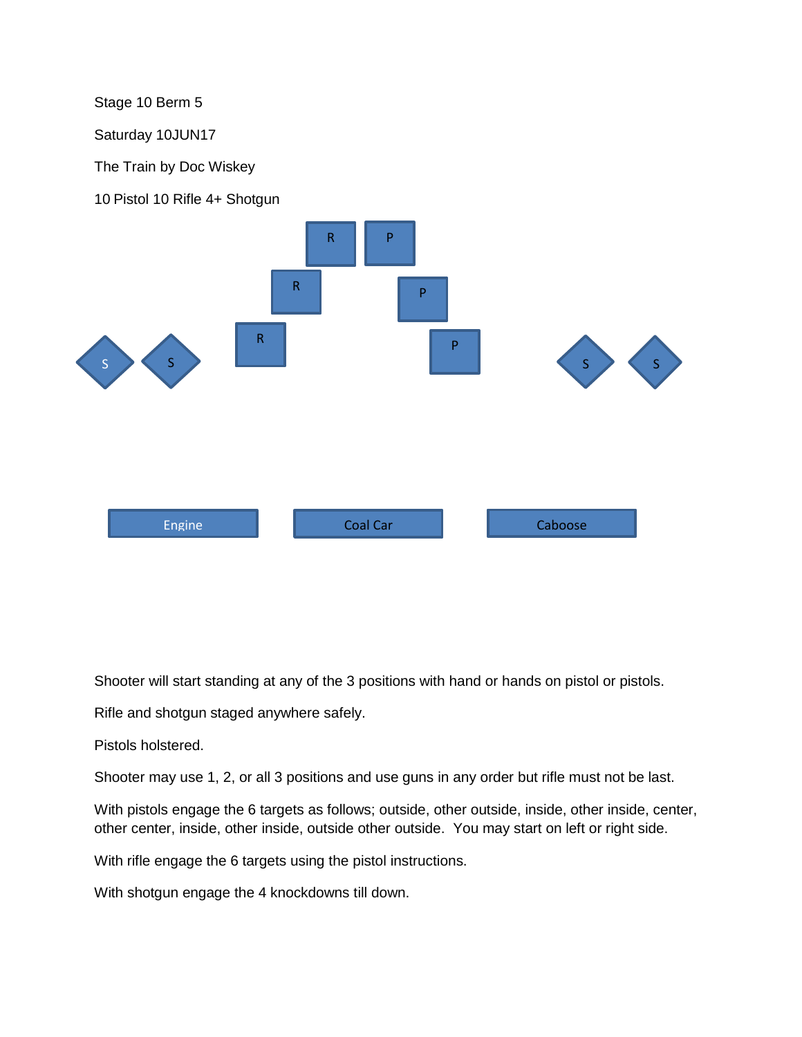Stage 10 Berm 5

Saturday 10JUN17

The Train by Doc Wiskey

10 Pistol 10 Rifle 4+ Shotgun

R P

R P

S S R P S S

Engine Coal Car Caboose

Shooter will start standing at any of the 3 positions with hand or hands on pistol or pistols.

Rifle and shotgun staged anywhere safely.

Pistols holstered.

Shooter may use 1, 2, or all 3 positions and use guns in any order but rifle must not be last.

With pistols engage the 6 targets as follows; outside, other outside, inside, other inside, center, other center, inside, other inside, outside other outside. You may start on left or right side.

With rifle engage the 6 targets using the pistol instructions.

With shotgun engage the 4 knockdowns till down.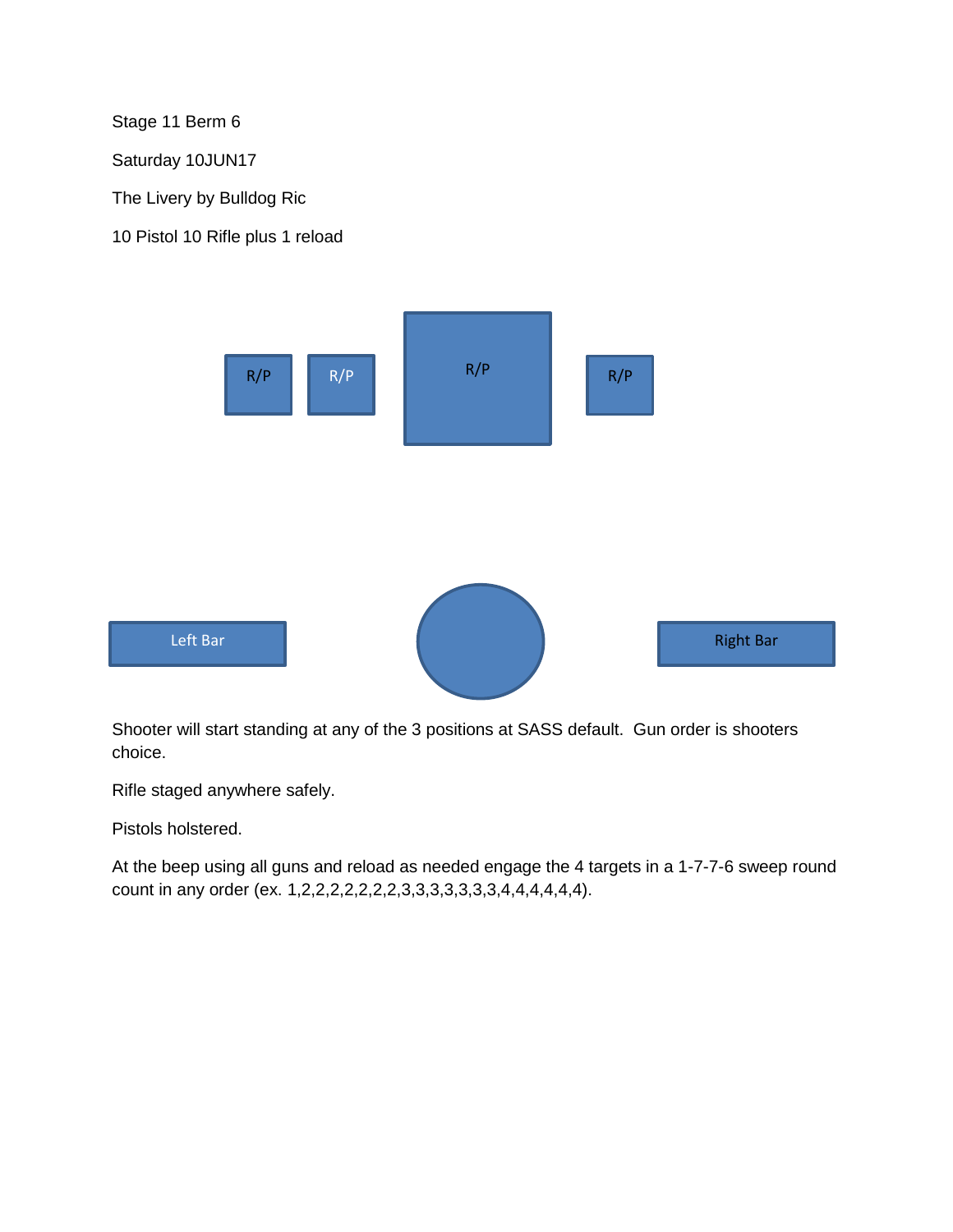Stage 11 Berm 6

Saturday 10JUN17

The Livery by Bulldog Ric

10 Pistol 10 Rifle plus 1 reload

R/P R/P R/P R/P

Left Bar Right Bar

Shooter will start standing at any of the 3 positions at SASS default. Gun order is shooters choice.

Rifle staged anywhere safely.

Pistols holstered.

At the beep using all guns and reload as needed engage the 4 targets in a 1-7-7-6 sweep round count in any order (ex. 1,2,2,2,2,2,2,2,3,3,3,3,3,3,3,4,4,4,4,4,4).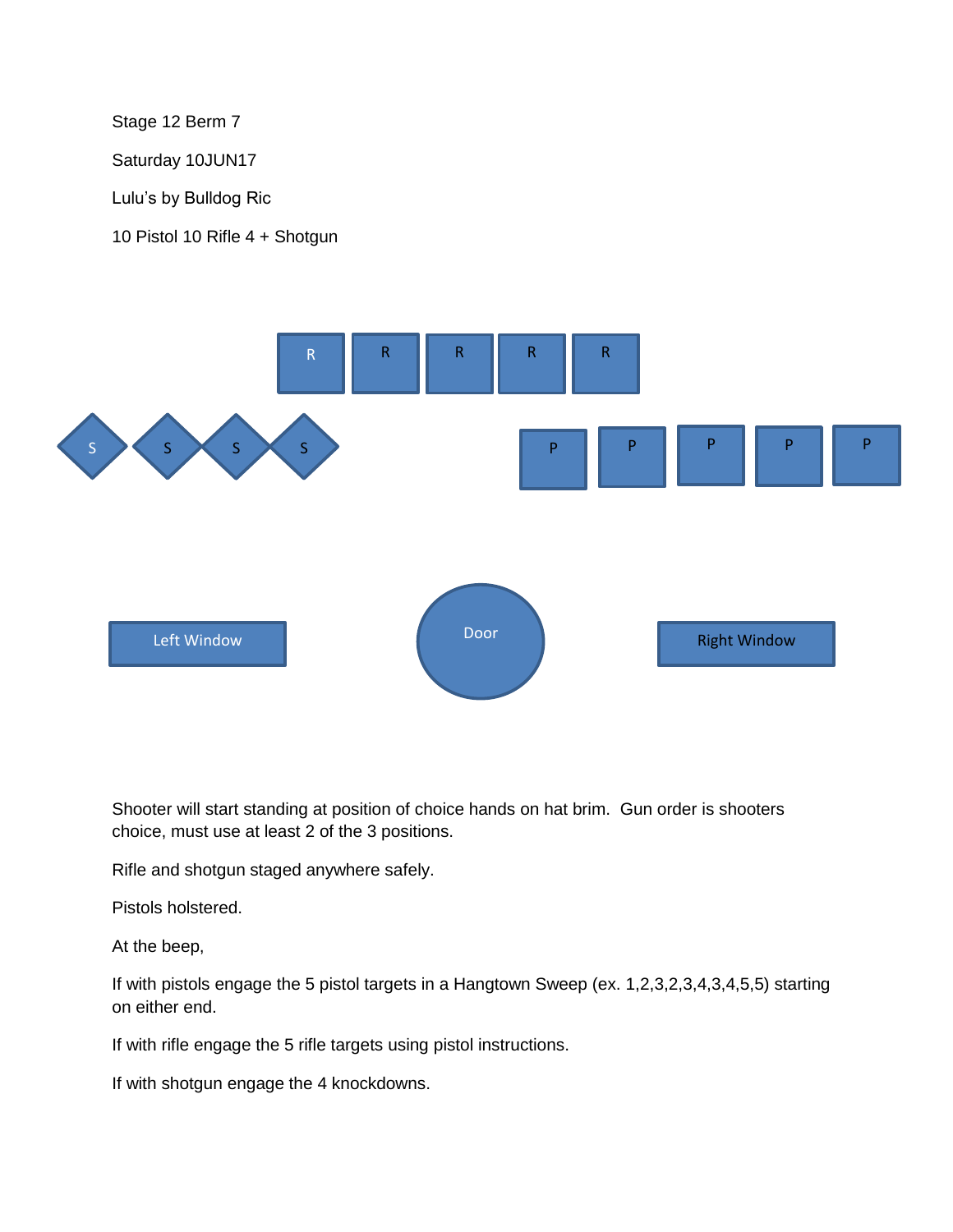Stage 12 Berm 7

Saturday 10JUN17

Lulu's by Bulldog Ric

10 Pistol 10 Rifle 4 + Shotgun

R R R R R

S S S S

P P P P P

Left Window

Door

Right Window

Shooter will start standing at position of choice hands on hat brim. Gun order is shooters choice, must use at least 2 of the 3 positions.

Rifle and shotgun staged anywhere safely.

Pistols holstered.

At the beep,

If with pistols engage the 5 pistol targets in a Hangtown Sweep (ex. 1,2,3,2,3,4,3,4,5,5) starting on either end.

If with rifle engage the 5 rifle targets using pistol instructions.

If with shotgun engage the 4 knockdowns.